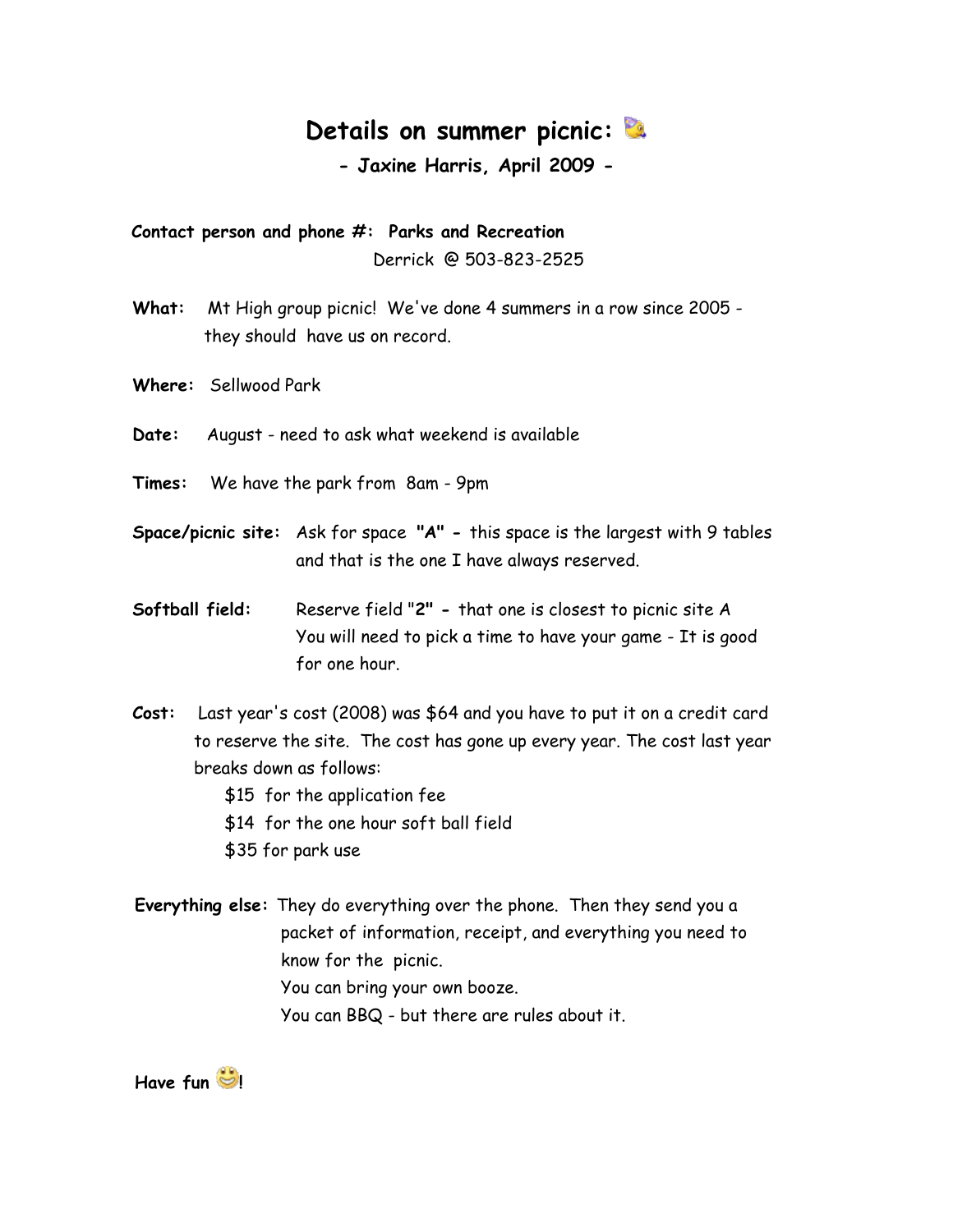# Details on summer picnic:

**- Jaxine Harris, April 2009 -**

**Contact person and phone #: Parks and Recreation**
Derrick @ 503-823-2525

**What:** Mt High group picnic! We've done 4 summers in a row since 2005 - they should have us on record.

**Where:** Sellwood Park

**Date:** August - need to ask what weekend is available

**Times:** We have the park from 8am - 9pm

**Space/picnic site:** Ask for space **"A" -** this space is the largest with 9 tables and that is the one I have always reserved.

**Softball field:** Reserve field "**2" -** that one is closest to picnic site A
You will need to pick a time to have your game - It is good for one hour.

**Cost:** Last year's cost (2008) was $64 and you have to put it on a credit card to reserve the site. The cost has gone up every year. The cost last year breaks down as follows:

- $15 for the application fee
- $14 for the one hour soft ball field
- $35 for park use

**Everything else:** They do everything over the phone. Then they send you a packet of information, receipt, and everything you need to know for the picnic.
You can bring your own booze.
You can BBQ - but there are rules about it.

**Have fun !**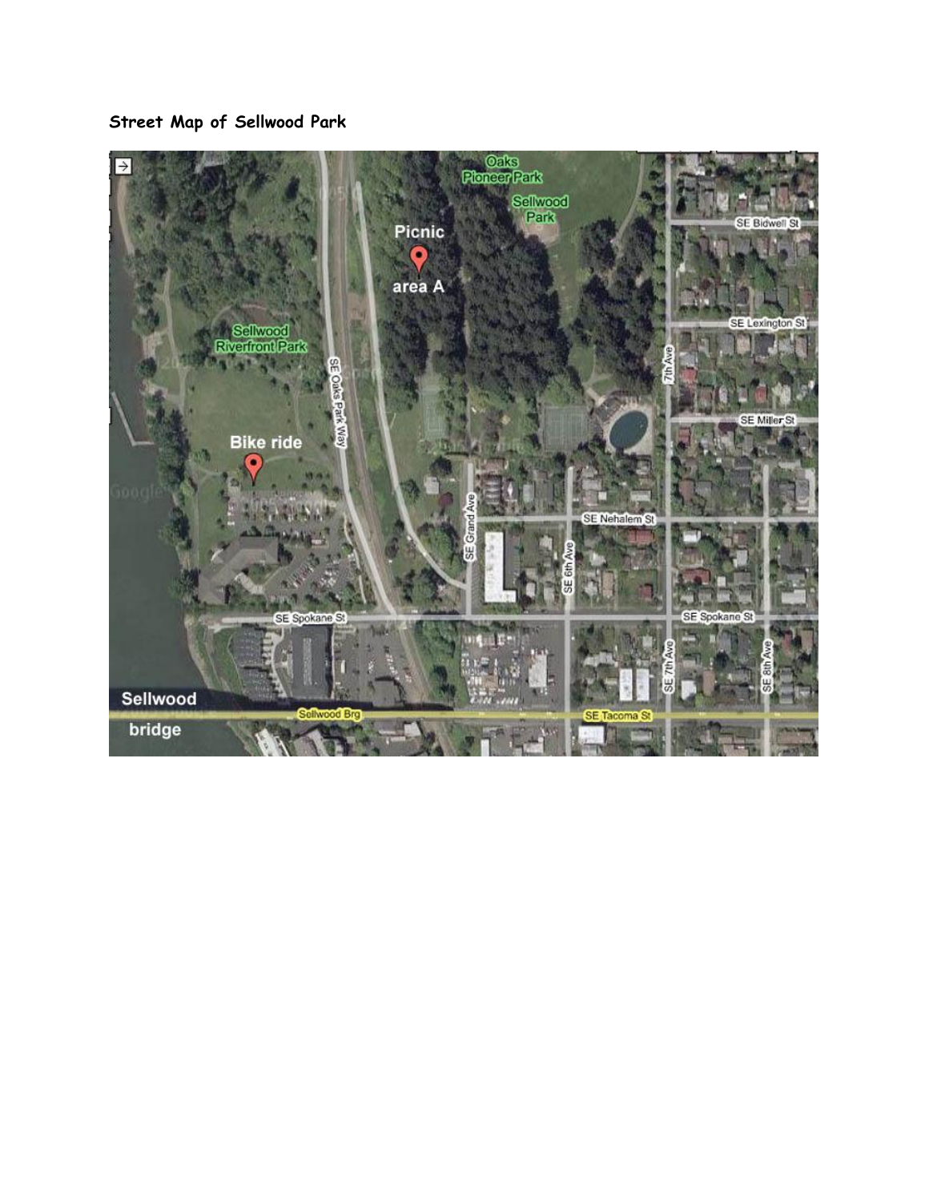**Street Map of Sellwood Park**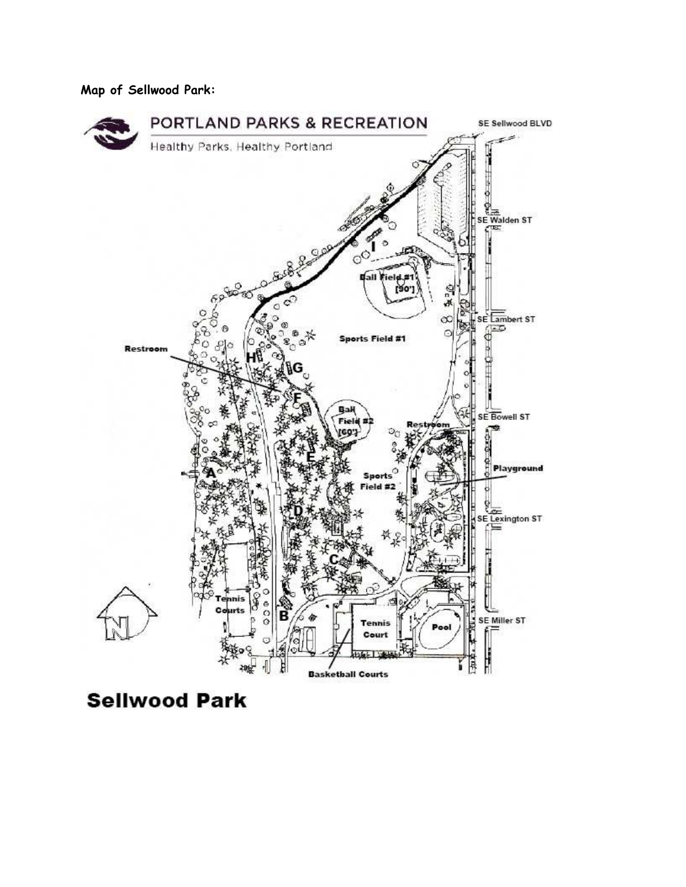**Map of Sellwood Park:**

PORTLAND PARKS & RECREATION

Healthy Parks, Healthy Portland

SE Sellwood BLVD

SE Walden ST

SE Lambert ST

SE Bowell ST

SE Lexington ST

SE Miller ST

I

Ball Field #1 [90']

Sports Field #1

Restroom

H

G

F

Ball Field #2 [60']

Restroom

E

A

Sports Field #2

Playground

D

C

Tennis Courts

B

Tennis Court

Pool

Basketball Courts

N

**Sellwood Park**